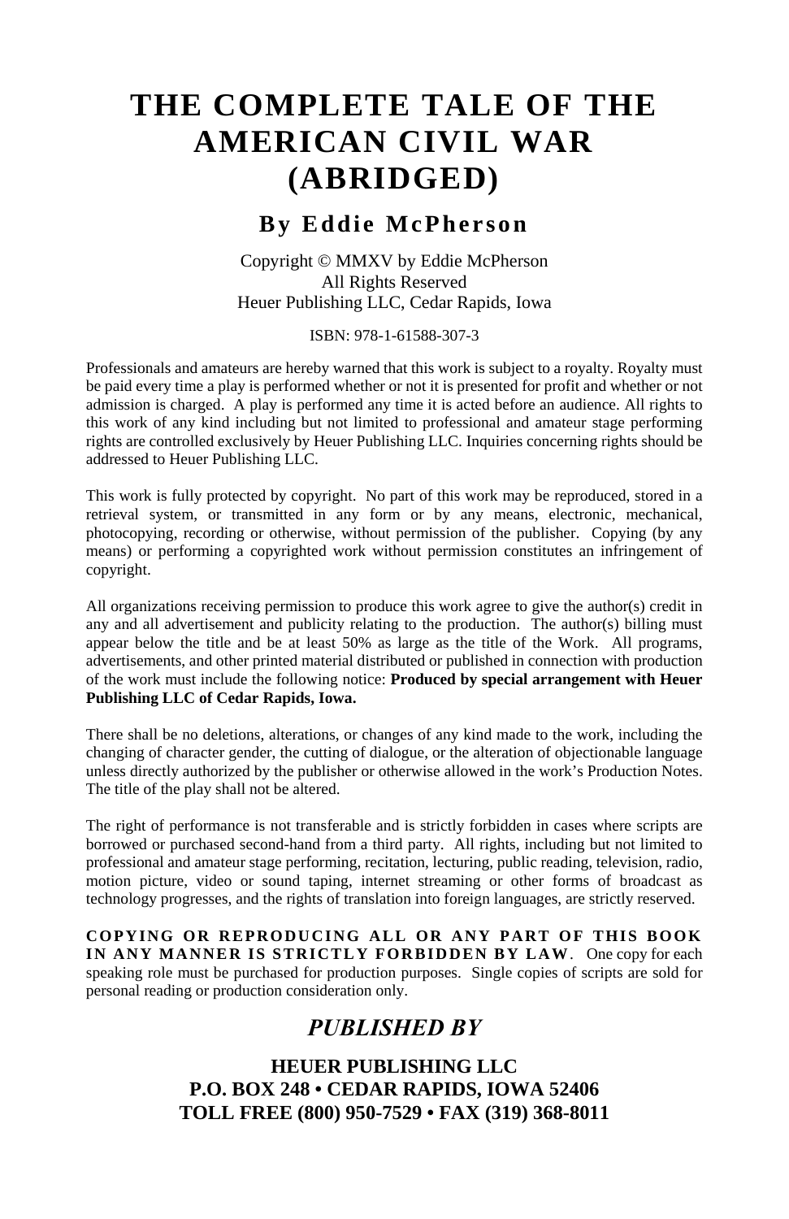# THE COMPLETE TALE OF THE AMERICAN CIVIL WAR (ABRIDGED)

## By Eddie McPherson

Copyright © MMXV by Eddie McPherson
All Rights Reserved
Heuer Publishing LLC, Cedar Rapids, Iowa

ISBN: 978-1-61588-307-3

Professionals and amateurs are hereby warned that this work is subject to a royalty. Royalty must be paid every time a play is performed whether or not it is presented for profit and whether or not admission is charged. A play is performed any time it is acted before an audience. All rights to this work of any kind including but not limited to professional and amateur stage performing rights are controlled exclusively by Heuer Publishing LLC. Inquiries concerning rights should be addressed to Heuer Publishing LLC.

This work is fully protected by copyright. No part of this work may be reproduced, stored in a retrieval system, or transmitted in any form or by any means, electronic, mechanical, photocopying, recording or otherwise, without permission of the publisher. Copying (by any means) or performing a copyrighted work without permission constitutes an infringement of copyright.

All organizations receiving permission to produce this work agree to give the author(s) credit in any and all advertisement and publicity relating to the production. The author(s) billing must appear below the title and be at least 50% as large as the title of the Work. All programs, advertisements, and other printed material distributed or published in connection with production of the work must include the following notice: **Produced by special arrangement with Heuer Publishing LLC of Cedar Rapids, Iowa.**

There shall be no deletions, alterations, or changes of any kind made to the work, including the changing of character gender, the cutting of dialogue, or the alteration of objectionable language unless directly authorized by the publisher or otherwise allowed in the work's Production Notes. The title of the play shall not be altered.

The right of performance is not transferable and is strictly forbidden in cases where scripts are borrowed or purchased second-hand from a third party. All rights, including but not limited to professional and amateur stage performing, recitation, lecturing, public reading, television, radio, motion picture, video or sound taping, internet streaming or other forms of broadcast as technology progresses, and the rights of translation into foreign languages, are strictly reserved.

**COPYING OR REPRODUCING ALL OR ANY PART OF THIS BOOK IN ANY MANNER IS STRICTLY FORBIDDEN BY LAW**. One copy for each speaking role must be purchased for production purposes. Single copies of scripts are sold for personal reading or production consideration only.

## *PUBLISHED BY*

**HEUER PUBLISHING LLC**
**P.O. BOX 248 • CEDAR RAPIDS, IOWA 52406**
**TOLL FREE (800) 950-7529 • FAX (319) 368-8011**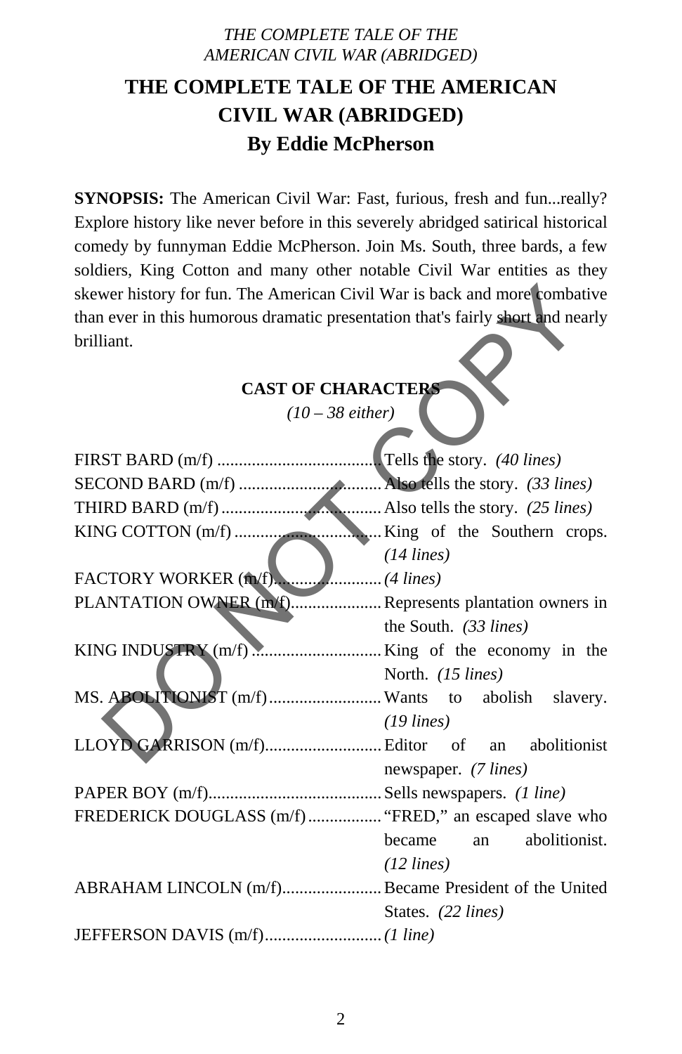# THE COMPLETE TALE OF THE AMERICAN CIVIL WAR (ABRIDGED)

## By Eddie McPherson

**SYNOPSIS:** The American Civil War: Fast, furious, fresh and fun...really? Explore history like never before in this severely abridged satirical historical comedy by funnyman Eddie McPherson. Join Ms. South, three bards, a few soldiers, King Cotton and many other notable Civil War entities as they skewer history for fun. The American Civil War is back and more combative than ever in this humorous dramatic presentation that's fairly short and nearly brilliant.

### CAST OF CHARACTERS

*(10 – 38 either)*

FIRST BARD (m/f) ..................................... Tells the story. *(40 lines)*
SECOND BARD (m/f) ................................. Also tells the story. *(33 lines)*
THIRD BARD (m/f) ..................................... Also tells the story. *(25 lines)*
KING COTTON (m/f) .................................. King of the Southern crops. *(14 lines)*
FACTORY WORKER (m/f)......................... *(4 lines)*
PLANTATION OWNER (m/f)..................... Represents plantation owners in the South. *(33 lines)*
KING INDUSTRY (m/f) .............................. King of the economy in the North. *(15 lines)*
MS. ABOLITIONIST (m/f).......................... Wants to abolish slavery. *(19 lines)*
LLOYD GARRISON (m/f)........................... Editor of an abolitionist newspaper. *(7 lines)*
PAPER BOY (m/f)........................................ Sells newspapers. *(1 line)*
FREDERICK DOUGLASS (m/f) ................. "FRED," an escaped slave who became an abolitionist. *(12 lines)*
ABRAHAM LINCOLN (m/f)....................... Became President of the United States. *(22 lines)*
JEFFERSON DAVIS (m/f)........................... *(1 line)*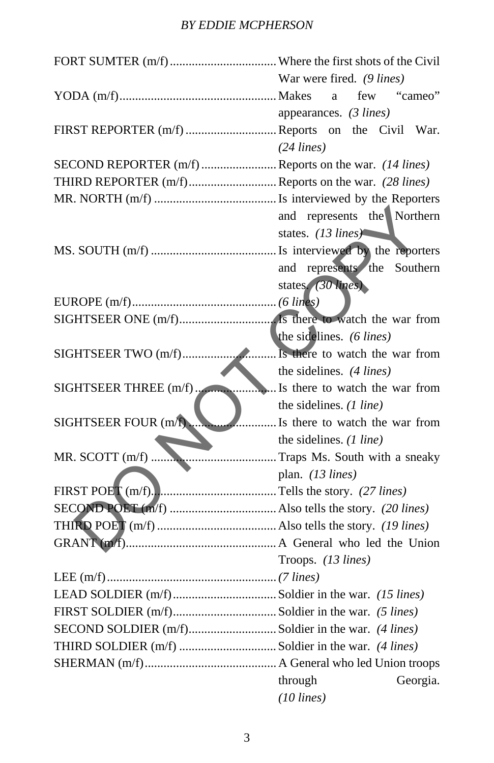FORT SUMTER (m/f) .................................. Where the first shots of the Civil War were fired. *(9 lines)*

YODA (m/f) .................................................. Makes a few “cameo” appearances. *(3 lines)*

FIRST REPORTER (m/f) ............................. Reports on the Civil War. *(24 lines)*

SECOND REPORTER (m/f) ........................ Reports on the war. *(14 lines)*

THIRD REPORTER (m/f) ............................ Reports on the war. *(28 lines)*

MR. NORTH (m/f) ....................................... Is interviewed by the Reporters and represents the Northern states. *(13 lines)*

MS. SOUTH (m/f) ........................................ Is interviewed by the reporters and represents the Southern states. *(30 lines)*

EUROPE (m/f) .............................................. *(6 lines)*

SIGHTSEER ONE (m/f) ............................... Is there to watch the war from the sidelines. *(6 lines)*

SIGHTSEER TWO (m/f) .............................. Is there to watch the war from the sidelines. *(4 lines)*

SIGHTSEER THREE (m/f) .......................... Is there to watch the war from the sidelines. *(1 line)*

SIGHTSEER FOUR (m/f) ............................ Is there to watch the war from the sidelines. *(1 line)*

MR. SCOTT (m/f) ........................................ Traps Ms. South with a sneaky plan. *(13 lines)*

FIRST POET (m/f) ........................................ Tells the story. *(27 lines)*

SECOND POET (m/f) .................................. Also tells the story. *(20 lines)*

THIRD POET (m/f) ...................................... Also tells the story. *(19 lines)*

GRANT (m/f) ................................................ A General who led the Union Troops. *(13 lines)*

LEE (m/f) ...................................................... *(7 lines)*

LEAD SOLDIER (m/f) ................................. Soldier in the war. *(15 lines)*

FIRST SOLDIER (m/f) ................................. Soldier in the war. *(5 lines)*

SECOND SOLDIER (m/f) ............................ Soldier in the war. *(4 lines)*

THIRD SOLDIER (m/f) ............................... Soldier in the war. *(4 lines)*

SHERMAN (m/f) .......................................... A General who led Union troops through Georgia. *(10 lines)*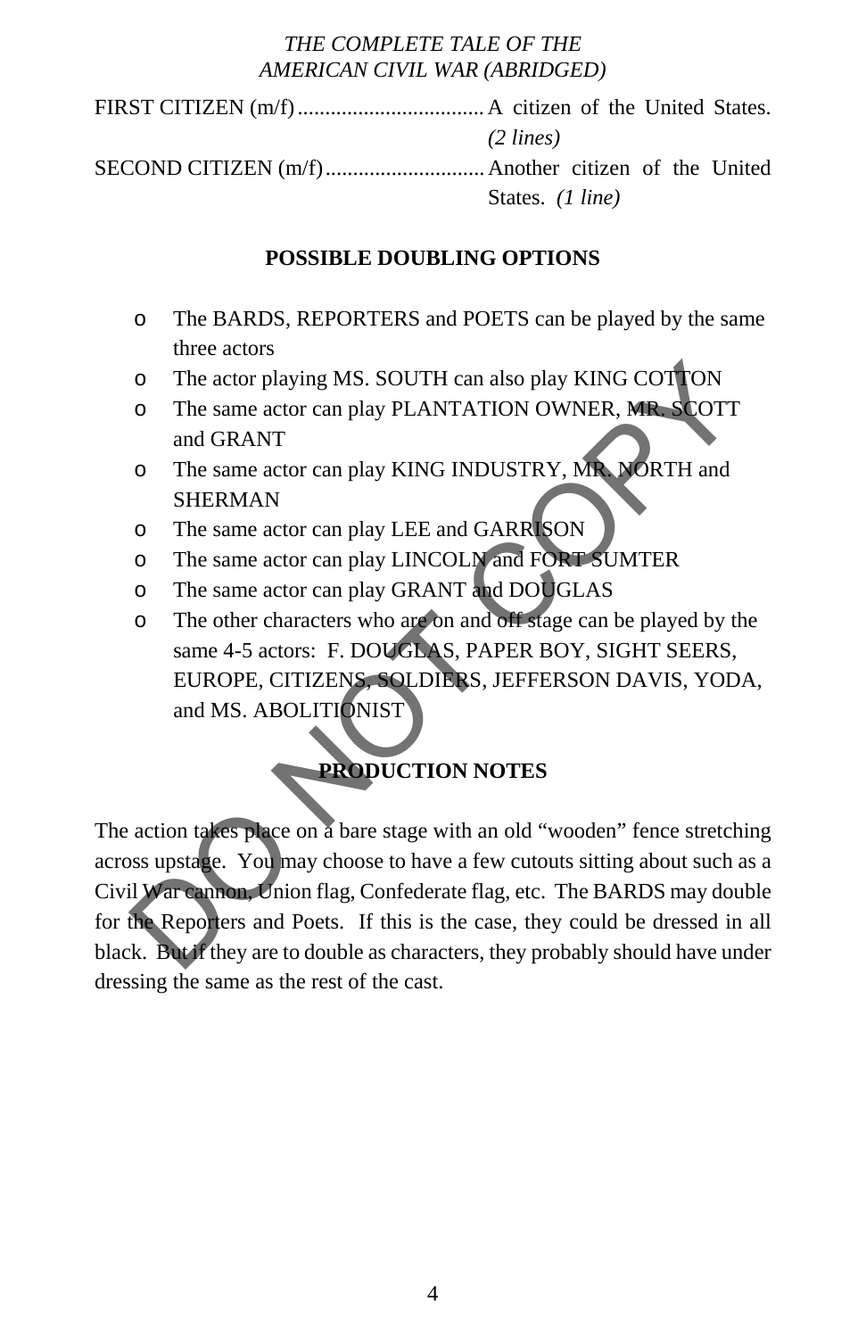FIRST CITIZEN (m/f) .................................. A citizen of the United States. *(2 lines)*

SECOND CITIZEN (m/f) ............................ Another citizen of the United States. *(1 line)*

## POSSIBLE DOUBLING OPTIONS

- The BARDS, REPORTERS and POETS can be played by the same three actors
- The actor playing MS. SOUTH can also play KING COTTON
- The same actor can play PLANTATION OWNER, MR. SCOTT and GRANT
- The same actor can play KING INDUSTRY, MR. NORTH and SHERMAN
- The same actor can play LEE and GARRISON
- The same actor can play LINCOLN and FORT SUMTER
- The same actor can play GRANT and DOUGLAS
- The other characters who are on and off stage can be played by the same 4-5 actors: F. DOUGLAS, PAPER BOY, SIGHT SEERS, EUROPE, CITIZENS, SOLDIERS, JEFFERSON DAVIS, YODA, and MS. ABOLITIONIST

## PRODUCTION NOTES

The action takes place on a bare stage with an old "wooden" fence stretching across upstage. You may choose to have a few cutouts sitting about such as a Civil War cannon, Union flag, Confederate flag, etc. The BARDS may double for the Reporters and Poets. If this is the case, they could be dressed in all black. But if they are to double as characters, they probably should have under dressing the same as the rest of the cast.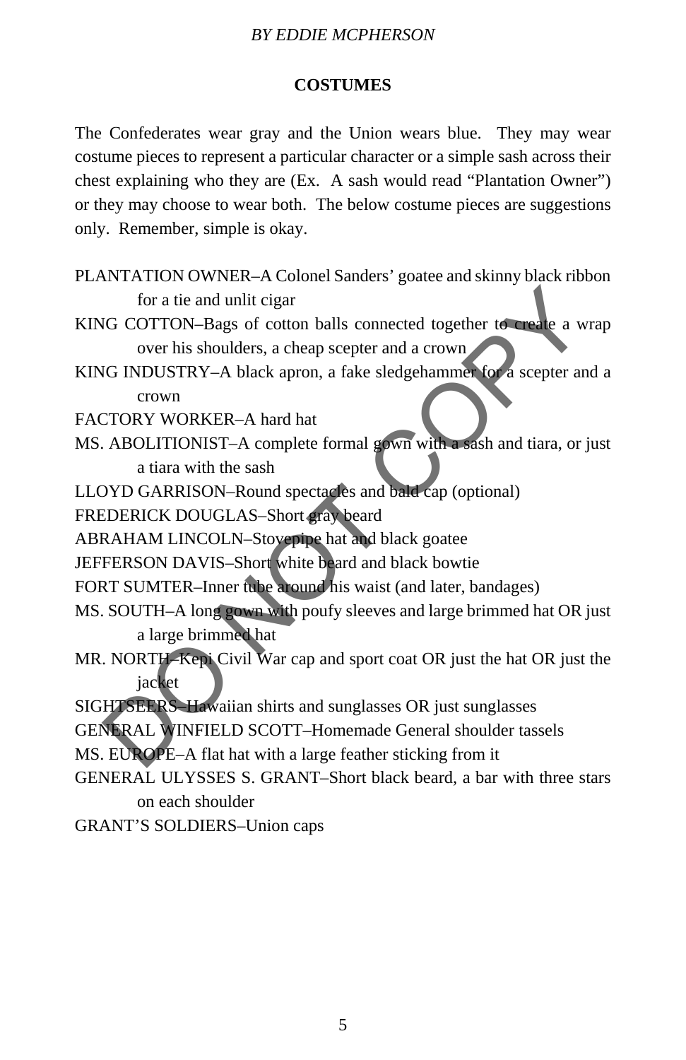## COSTUMES

The Confederates wear gray and the Union wears blue. They may wear costume pieces to represent a particular character or a simple sash across their chest explaining who they are (Ex. A sash would read "Plantation Owner") or they may choose to wear both. The below costume pieces are suggestions only. Remember, simple is okay.

PLANTATION OWNER–A Colonel Sanders' goatee and skinny black ribbon for a tie and unlit cigar

KING COTTON–Bags of cotton balls connected together to create a wrap over his shoulders, a cheap scepter and a crown

KING INDUSTRY–A black apron, a fake sledgehammer for a scepter and a crown

FACTORY WORKER–A hard hat

MS. ABOLITIONIST–A complete formal gown with a sash and tiara, or just a tiara with the sash

LLOYD GARRISON–Round spectacles and bald cap (optional)

FREDERICK DOUGLAS–Short gray beard

ABRAHAM LINCOLN–Stovepipe hat and black goatee

JEFFERSON DAVIS–Short white beard and black bowtie

FORT SUMTER–Inner tube around his waist (and later, bandages)

MS. SOUTH–A long gown with poufy sleeves and large brimmed hat OR just a large brimmed hat

MR. NORTH–Kepi Civil War cap and sport coat OR just the hat OR just the jacket

SIGHTSEERS–Hawaiian shirts and sunglasses OR just sunglasses

GENERAL WINFIELD SCOTT–Homemade General shoulder tassels

MS. EUROPE–A flat hat with a large feather sticking from it

GENERAL ULYSSES S. GRANT–Short black beard, a bar with three stars on each shoulder

GRANT'S SOLDIERS–Union caps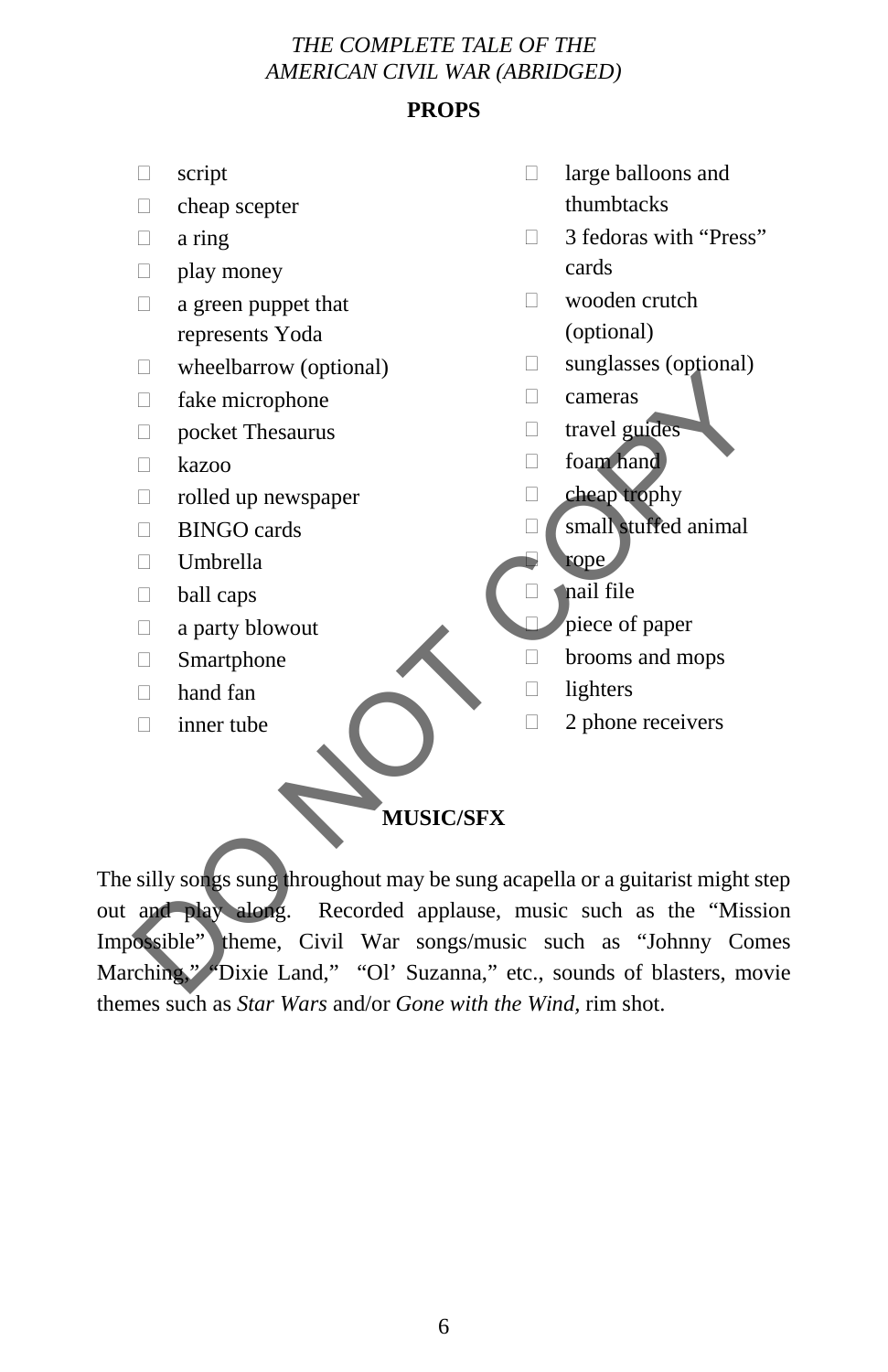## PROPS

- script
- cheap scepter
- a ring
- play money
- a green puppet that represents Yoda
- wheelbarrow (optional)
- fake microphone
- pocket Thesaurus
- kazoo
- rolled up newspaper
- BINGO cards
- Umbrella
- ball caps
- a party blowout
- Smartphone
- hand fan
- inner tube
- large balloons and thumbtacks
- 3 fedoras with "Press" cards
- wooden crutch (optional)
- sunglasses (optional)
- cameras
- travel guides
- foam hand
- cheap trophy
- small stuffed animal
- rope
- nail file
- piece of paper
- brooms and mops
- lighters
- 2 phone receivers

## MUSIC/SFX

The silly songs sung throughout may be sung acapella or a guitarist might step out and play along. Recorded applause, music such as the "Mission Impossible" theme, Civil War songs/music such as "Johnny Comes Marching," "Dixie Land," "Ol' Suzanna," etc., sounds of blasters, movie themes such as *Star Wars* and/or *Gone with the Wind*, rim shot.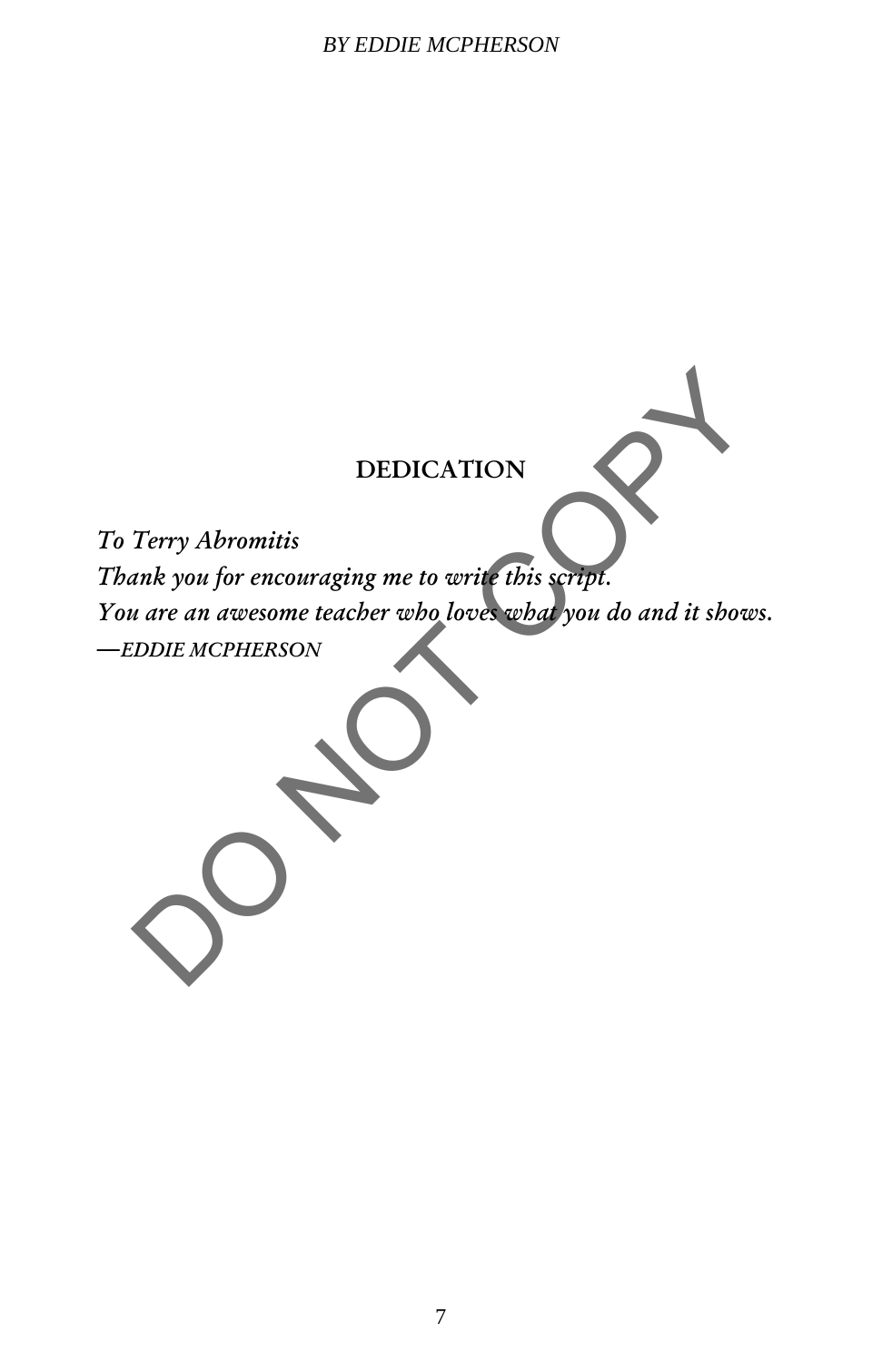## DEDICATION

*To Terry Abromitis*
*Thank you for encouraging me to write this script.*
*You are an awesome teacher who loves what you do and it shows.*
*—EDDIE MCPHERSON*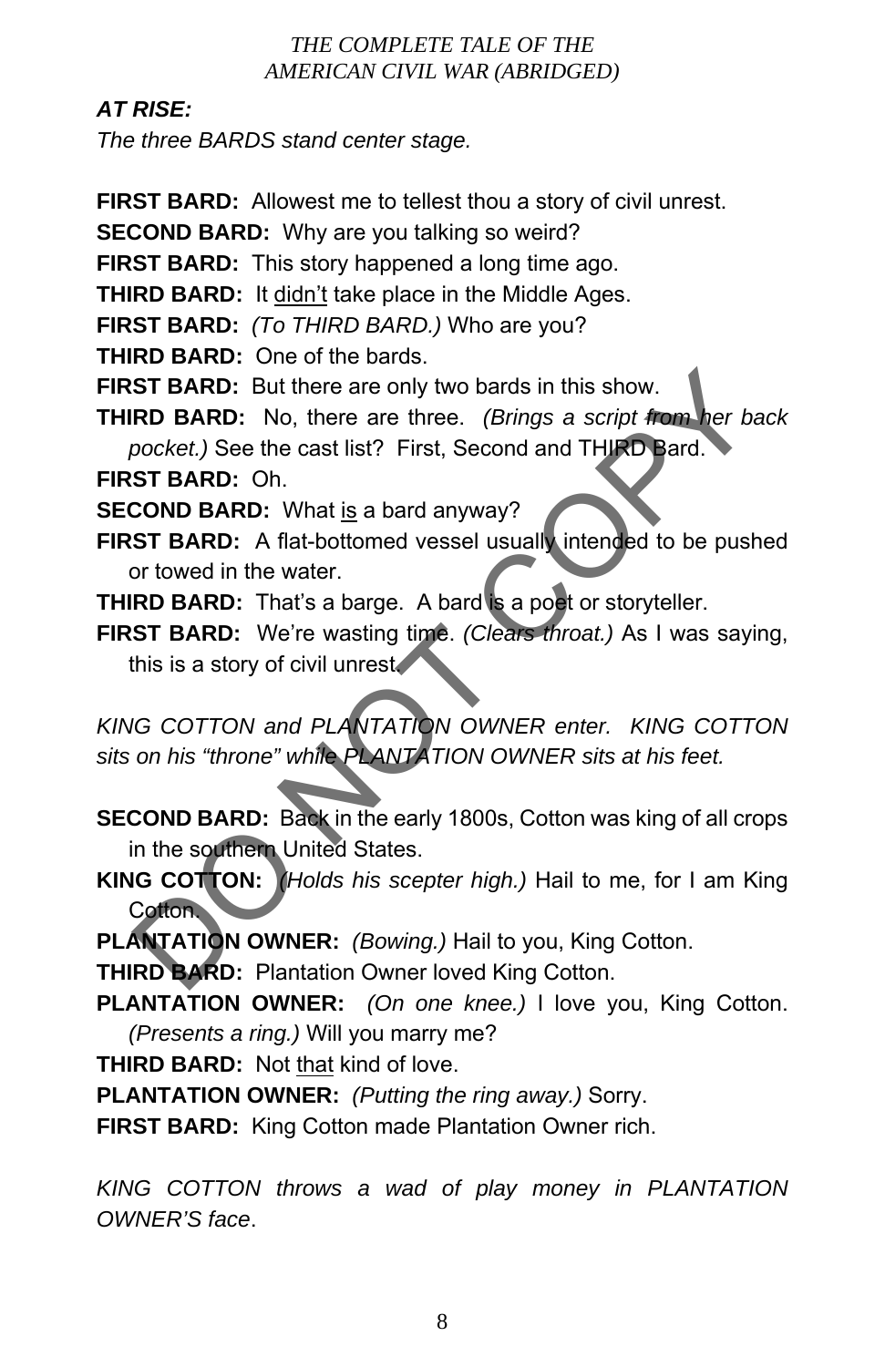***AT RISE:***

*The three BARDS stand center stage.*

**FIRST BARD:** Allowest me to tellest thou a story of civil unrest.

**SECOND BARD:** Why are you talking so weird?

**FIRST BARD:** This story happened a long time ago.

**THIRD BARD:** It <u>didn't</u> take place in the Middle Ages.

**FIRST BARD:** *(To THIRD BARD.)* Who are you?

**THIRD BARD:** One of the bards.

**FIRST BARD:** But there are only two bards in this show.

**THIRD BARD:** No, there are three. *(Brings a script from her back pocket.)* See the cast list? First, Second and THIRD Bard.

**FIRST BARD:** Oh.

**SECOND BARD:** What <u>is</u> a bard anyway?

**FIRST BARD:** A flat-bottomed vessel usually intended to be pushed or towed in the water.

**THIRD BARD:** That's a barge. A bard is a poet or storyteller.

**FIRST BARD:** We're wasting time. *(Clears throat.)* As I was saying, this is a story of civil unrest.

*KING COTTON and PLANTATION OWNER enter. KING COTTON sits on his "throne" while PLANTATION OWNER sits at his feet.*

**SECOND BARD:** Back in the early 1800s, Cotton was king of all crops in the southern United States.

**KING COTTON:** *(Holds his scepter high.)* Hail to me, for I am King Cotton.

**PLANTATION OWNER:** *(Bowing.)* Hail to you, King Cotton.

**THIRD BARD:** Plantation Owner loved King Cotton.

**PLANTATION OWNER:** *(On one knee.)* I love you, King Cotton. *(Presents a ring.)* Will you marry me?

**THIRD BARD:** Not <u>that</u> kind of love.

**PLANTATION OWNER:** *(Putting the ring away.)* Sorry.

**FIRST BARD:** King Cotton made Plantation Owner rich.

*KING COTTON throws a wad of play money in PLANTATION OWNER'S face.*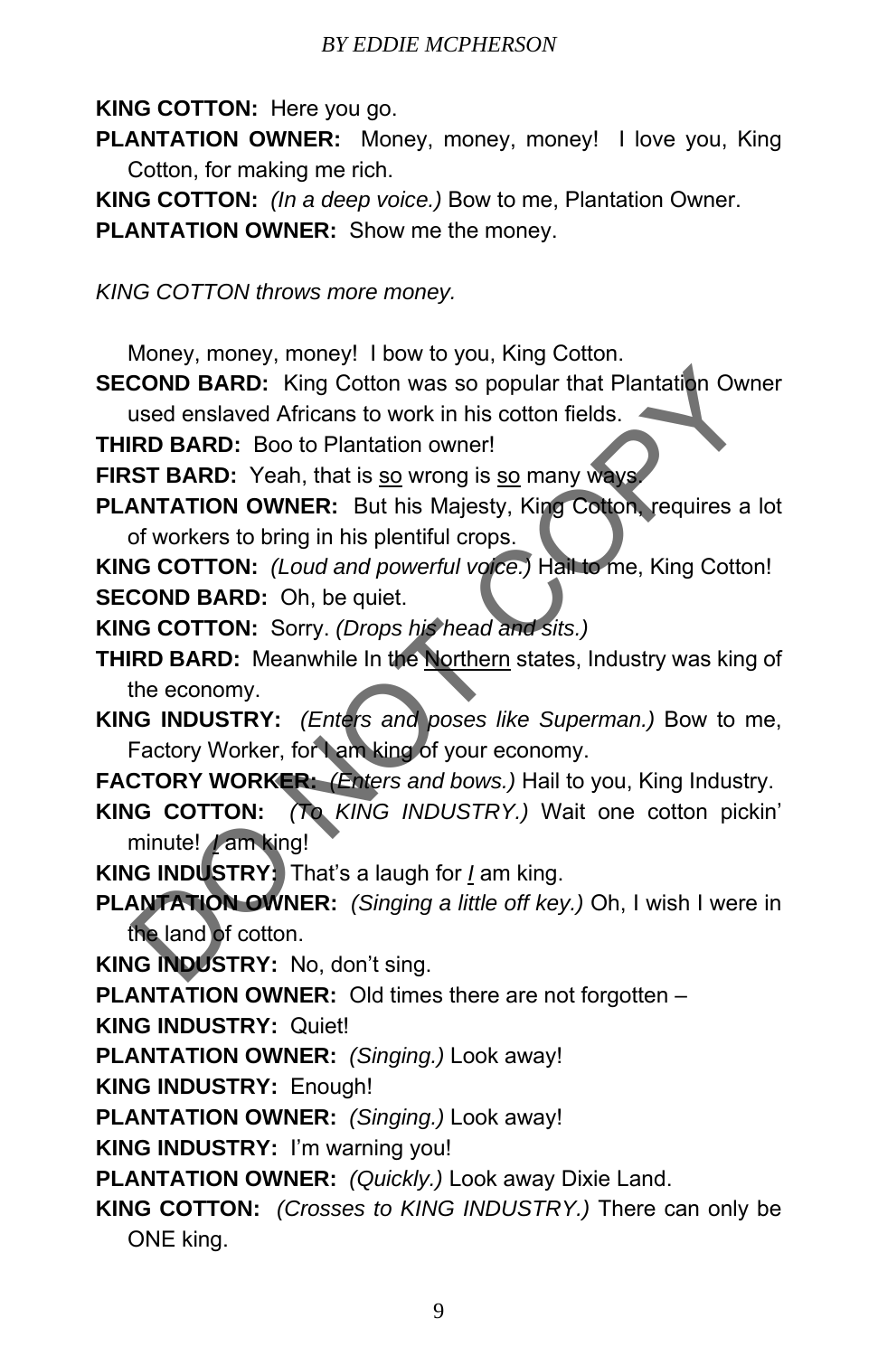**KING COTTON:** Here you go.

**PLANTATION OWNER:** Money, money, money! I love you, King Cotton, for making me rich.

**KING COTTON:** *(In a deep voice.)* Bow to me, Plantation Owner.

**PLANTATION OWNER:** Show me the money.

*KING COTTON throws more money.*

Money, money, money! I bow to you, King Cotton.

**SECOND BARD:** King Cotton was so popular that Plantation Owner used enslaved Africans to work in his cotton fields.

**THIRD BARD:** Boo to Plantation owner!

**FIRST BARD:** Yeah, that is <u>so</u> wrong is <u>so</u> many ways.

**PLANTATION OWNER:** But his Majesty, King Cotton, requires a lot of workers to bring in his plentiful crops.

**KING COTTON:** *(Loud and powerful voice.)* Hail to me, King Cotton!

**SECOND BARD:** Oh, be quiet.

**KING COTTON:** Sorry. *(Drops his head and sits.)*

**THIRD BARD:** Meanwhile In the <u>Northern</u> states, Industry was king of the economy.

**KING INDUSTRY:** *(Enters and poses like Superman.)* Bow to me, Factory Worker, for I am king of your economy.

**FACTORY WORKER:** *(Enters and bows.)* Hail to you, King Industry.

**KING COTTON:** *(To KING INDUSTRY.)* Wait one cotton pickin' minute! <u>*I*</u> am king!

**KING INDUSTRY:** That's a laugh for <u>*I*</u> am king.

**PLANTATION OWNER:** *(Singing a little off key.)* Oh, I wish I were in the land of cotton.

**KING INDUSTRY:** No, don't sing.

**PLANTATION OWNER:** Old times there are not forgotten –

**KING INDUSTRY:** Quiet!

**PLANTATION OWNER:** *(Singing.)* Look away!

**KING INDUSTRY:** Enough!

**PLANTATION OWNER:** *(Singing.)* Look away!

**KING INDUSTRY:** I'm warning you!

**PLANTATION OWNER:** *(Quickly.)* Look away Dixie Land.

**KING COTTON:** *(Crosses to KING INDUSTRY.)* There can only be ONE king.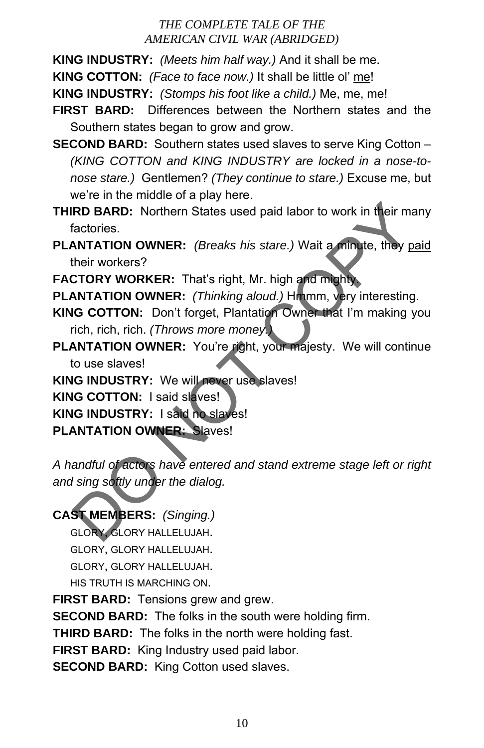**KING INDUSTRY:** *(Meets him half way.)* And it shall be me.

**KING COTTON:** *(Face to face now.)* It shall be little ol' <u>me</u>!

**KING INDUSTRY:** *(Stomps his foot like a child.)* Me, me, me!

**FIRST BARD:** Differences between the Northern states and the Southern states began to grow and grow.

**SECOND BARD:** Southern states used slaves to serve King Cotton – *(KING COTTON and KING INDUSTRY are locked in a nose-to-nose stare.)* Gentlemen? *(They continue to stare.)* Excuse me, but we're in the middle of a play here.

**THIRD BARD:** Northern States used paid labor to work in their many factories.

**PLANTATION OWNER:** *(Breaks his stare.)* Wait a minute, they <u>paid</u> their workers?

**FACTORY WORKER:** That's right, Mr. high and mighty.

**PLANTATION OWNER:** *(Thinking aloud.)* Hmmm, very interesting.

**KING COTTON:** Don't forget, Plantation Owner that I'm making you rich, rich, rich. *(Throws more money.)*

**PLANTATION OWNER:** You're right, your majesty. We will continue to use slaves!

**KING INDUSTRY:** We will never use slaves!

**KING COTTON:** I said slaves!

**KING INDUSTRY:** I said no slaves!

**PLANTATION OWNER:** Slaves!

*A handful of actors have entered and stand extreme stage left or right and sing softly under the dialog.*

**CAST MEMBERS:** *(Singing.)*

GLORY, GLORY HALLELUJAH.
GLORY, GLORY HALLELUJAH.
GLORY, GLORY HALLELUJAH.
HIS TRUTH IS MARCHING ON.

**FIRST BARD:** Tensions grew and grew.

**SECOND BARD:** The folks in the south were holding firm.

**THIRD BARD:** The folks in the north were holding fast.

**FIRST BARD:** King Industry used paid labor.

**SECOND BARD:** King Cotton used slaves.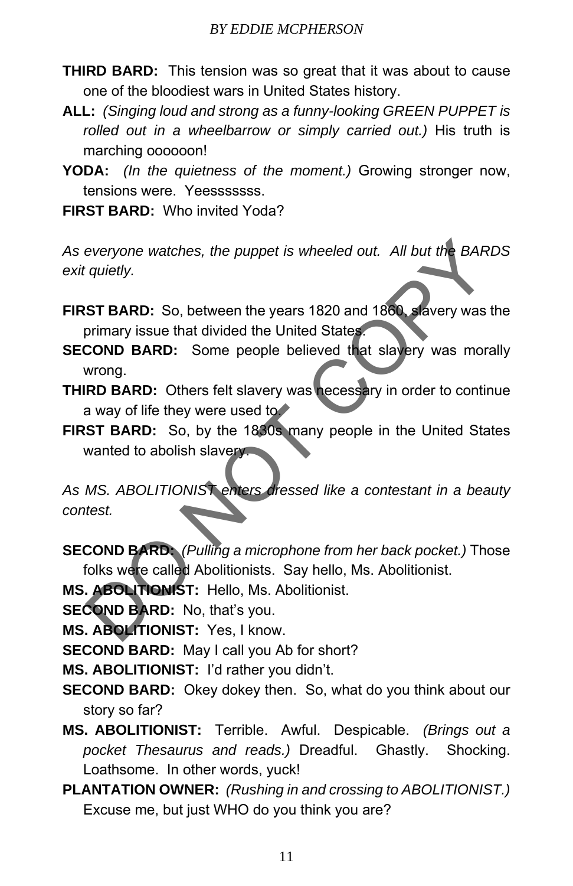**THIRD BARD:** This tension was so great that it was about to cause one of the bloodiest wars in United States history.

**ALL:** *(Singing loud and strong as a funny-looking GREEN PUPPET is rolled out in a wheelbarrow or simply carried out.)* His truth is marching oooooon!

**YODA:** *(In the quietness of the moment.)* Growing stronger now, tensions were. Yeesssssss.

**FIRST BARD:** Who invited Yoda?

*As everyone watches, the puppet is wheeled out. All but the BARDS exit quietly.*

**FIRST BARD:** So, between the years 1820 and 1860, slavery was the primary issue that divided the United States.

**SECOND BARD:** Some people believed that slavery was morally wrong.

**THIRD BARD:** Others felt slavery was necessary in order to continue a way of life they were used to.

**FIRST BARD:** So, by the 1830s many people in the United States wanted to abolish slavery.

*As MS. ABOLITIONIST enters dressed like a contestant in a beauty contest.*

**SECOND BARD:** *(Pulling a microphone from her back pocket.)* Those folks were called Abolitionists. Say hello, Ms. Abolitionist.

**MS. ABOLITIONIST:** Hello, Ms. Abolitionist.

**SECOND BARD:** No, that's you.

**MS. ABOLITIONIST:** Yes, I know.

**SECOND BARD:** May I call you Ab for short?

**MS. ABOLITIONIST:** I'd rather you didn't.

**SECOND BARD:** Okey dokey then. So, what do you think about our story so far?

**MS. ABOLITIONIST:** Terrible. Awful. Despicable. *(Brings out a pocket Thesaurus and reads.)* Dreadful. Ghastly. Shocking. Loathsome. In other words, yuck!

**PLANTATION OWNER:** *(Rushing in and crossing to ABOLITIONIST.)* Excuse me, but just WHO do you think you are?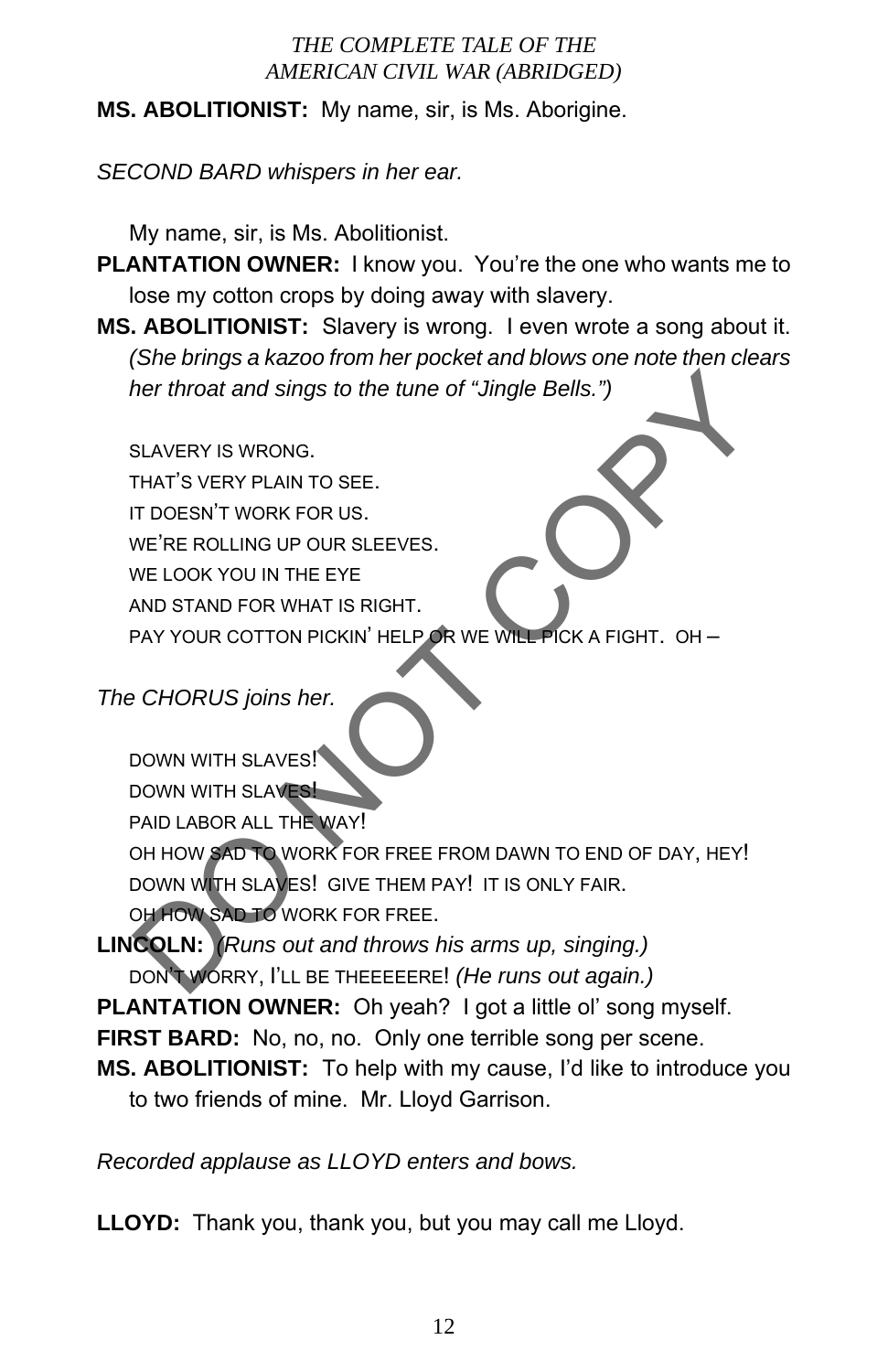**MS. ABOLITIONIST:** My name, sir, is Ms. Aborigine.

*SECOND BARD whispers in her ear.*

My name, sir, is Ms. Abolitionist.

**PLANTATION OWNER:** I know you. You're the one who wants me to lose my cotton crops by doing away with slavery.

**MS. ABOLITIONIST:** Slavery is wrong. I even wrote a song about it. *(She brings a kazoo from her pocket and blows one note then clears her throat and sings to the tune of "Jingle Bells.")*

SLAVERY IS WRONG.
THAT'S VERY PLAIN TO SEE.
IT DOESN'T WORK FOR US.
WE'RE ROLLING UP OUR SLEEVES.
WE LOOK YOU IN THE EYE
AND STAND FOR WHAT IS RIGHT.
PAY YOUR COTTON PICKIN' HELP OR WE WILL PICK A FIGHT. OH –

*The CHORUS joins her.*

DOWN WITH SLAVES!
DOWN WITH SLAVES!
PAID LABOR ALL THE WAY!
OH HOW SAD TO WORK FOR FREE FROM DAWN TO END OF DAY, HEY!
DOWN WITH SLAVES! GIVE THEM PAY! IT IS ONLY FAIR.
OH HOW SAD TO WORK FOR FREE.

**LINCOLN:** *(Runs out and throws his arms up, singing.)*
DON'T WORRY, I'LL BE THEEEEEERE! *(He runs out again.)*

**PLANTATION OWNER:** Oh yeah? I got a little ol' song myself.

**FIRST BARD:** No, no, no. Only one terrible song per scene.

**MS. ABOLITIONIST:** To help with my cause, I'd like to introduce you to two friends of mine. Mr. Lloyd Garrison.

*Recorded applause as LLOYD enters and bows.*

**LLOYD:** Thank you, thank you, but you may call me Lloyd.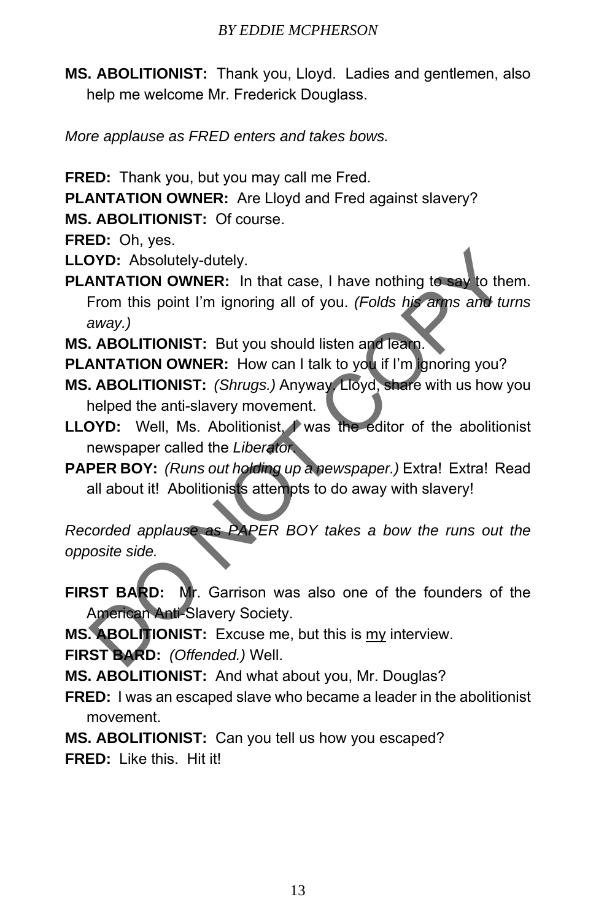**MS. ABOLITIONIST:** Thank you, Lloyd. Ladies and gentlemen, also help me welcome Mr. Frederick Douglass.

*More applause as FRED enters and takes bows.*

**FRED:** Thank you, but you may call me Fred.

**PLANTATION OWNER:** Are Lloyd and Fred against slavery?

**MS. ABOLITIONIST:** Of course.

**FRED:** Oh, yes.

**LLOYD:** Absolutely-dutely.

**PLANTATION OWNER:** In that case, I have nothing to say to them. From this point I'm ignoring all of you. *(Folds his arms and turns away.)*

**MS. ABOLITIONIST:** But you should listen and learn.

**PLANTATION OWNER:** How can I talk to you if I'm ignoring you?

**MS. ABOLITIONIST:** *(Shrugs.)* Anyway, Lloyd, share with us how you helped the anti-slavery movement.

**LLOYD:** Well, Ms. Abolitionist, I was the editor of the abolitionist newspaper called the *Liberator*.

**PAPER BOY:** *(Runs out holding up a newspaper.)* Extra! Extra! Read all about it! Abolitionists attempts to do away with slavery!

*Recorded applause as PAPER BOY takes a bow the runs out the opposite side.*

**FIRST BARD:** Mr. Garrison was also one of the founders of the American Anti-Slavery Society.

**MS. ABOLITIONIST:** Excuse me, but this is <u>my</u> interview.

**FIRST BARD:** *(Offended.)* Well.

**MS. ABOLITIONIST:** And what about you, Mr. Douglas?

**FRED:** I was an escaped slave who became a leader in the abolitionist movement.

**MS. ABOLITIONIST:** Can you tell us how you escaped?

**FRED:** Like this. Hit it!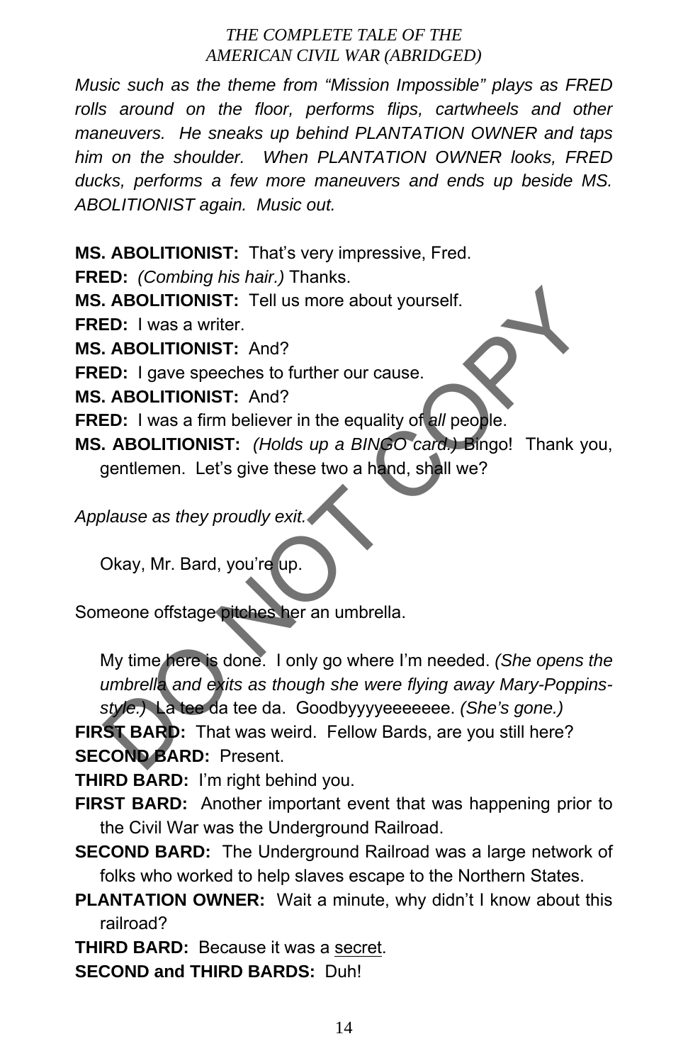*Music such as the theme from "Mission Impossible" plays as FRED rolls around on the floor, performs flips, cartwheels and other maneuvers. He sneaks up behind PLANTATION OWNER and taps him on the shoulder. When PLANTATION OWNER looks, FRED ducks, performs a few more maneuvers and ends up beside MS. ABOLITIONIST again. Music out.*

**MS. ABOLITIONIST:** That's very impressive, Fred.

**FRED:** *(Combing his hair.)* Thanks.

**MS. ABOLITIONIST:** Tell us more about yourself.

**FRED:** I was a writer.

**MS. ABOLITIONIST:** And?

**FRED:** I gave speeches to further our cause.

**MS. ABOLITIONIST:** And?

**FRED:** I was a firm believer in the equality of *all* people.

**MS. ABOLITIONIST:** *(Holds up a BINGO card.)* Bingo! Thank you, gentlemen. Let's give these two a hand, shall we?

*Applause as they proudly exit.*

Okay, Mr. Bard, you're up.

Someone offstage pitches her an umbrella.

My time here is done. I only go where I'm needed. *(She opens the umbrella and exits as though she were flying away Mary-Poppins-style.)* La tee da tee da. Goodbyyyyeeeeee. *(She's gone.)*

**FIRST BARD:** That was weird. Fellow Bards, are you still here?

**SECOND BARD:** Present.

**THIRD BARD:** I'm right behind you.

**FIRST BARD:** Another important event that was happening prior to the Civil War was the Underground Railroad.

**SECOND BARD:** The Underground Railroad was a large network of folks who worked to help slaves escape to the Northern States.

**PLANTATION OWNER:** Wait a minute, why didn't I know about this railroad?

**THIRD BARD:** Because it was a <u>secret</u>.

**SECOND and THIRD BARDS:** Duh!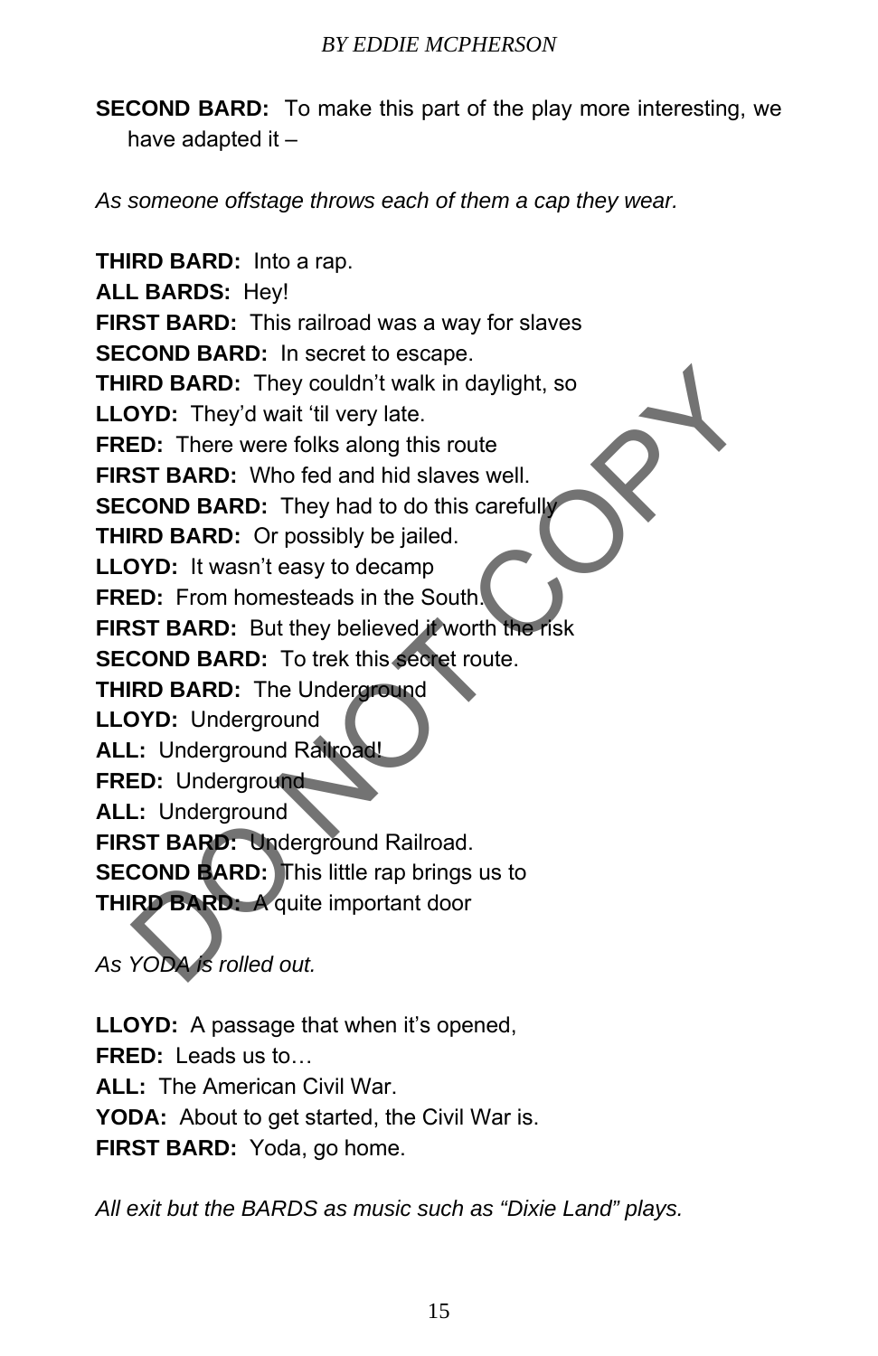**SECOND BARD:** To make this part of the play more interesting, we have adapted it –

*As someone offstage throws each of them a cap they wear.*

**THIRD BARD:** Into a rap.
**ALL BARDS:** Hey!
**FIRST BARD:** This railroad was a way for slaves
**SECOND BARD:** In secret to escape.
**THIRD BARD:** They couldn't walk in daylight, so
**LLOYD:** They'd wait 'til very late.
**FRED:** There were folks along this route
**FIRST BARD:** Who fed and hid slaves well.
**SECOND BARD:** They had to do this carefully
**THIRD BARD:** Or possibly be jailed.
**LLOYD:** It wasn't easy to decamp
**FRED:** From homesteads in the South.
**FIRST BARD:** But they believed it worth the risk
**SECOND BARD:** To trek this secret route.
**THIRD BARD:** The Underground
**LLOYD:** Underground
**ALL:** Underground Railroad!
**FRED:** Underground
**ALL:** Underground
**FIRST BARD:** Underground Railroad.
**SECOND BARD:** This little rap brings us to
**THIRD BARD:** A quite important door

*As YODA is rolled out.*

**LLOYD:** A passage that when it's opened,
**FRED:** Leads us to…
**ALL:** The American Civil War.
**YODA:** About to get started, the Civil War is.
**FIRST BARD:** Yoda, go home.

*All exit but the BARDS as music such as "Dixie Land" plays.*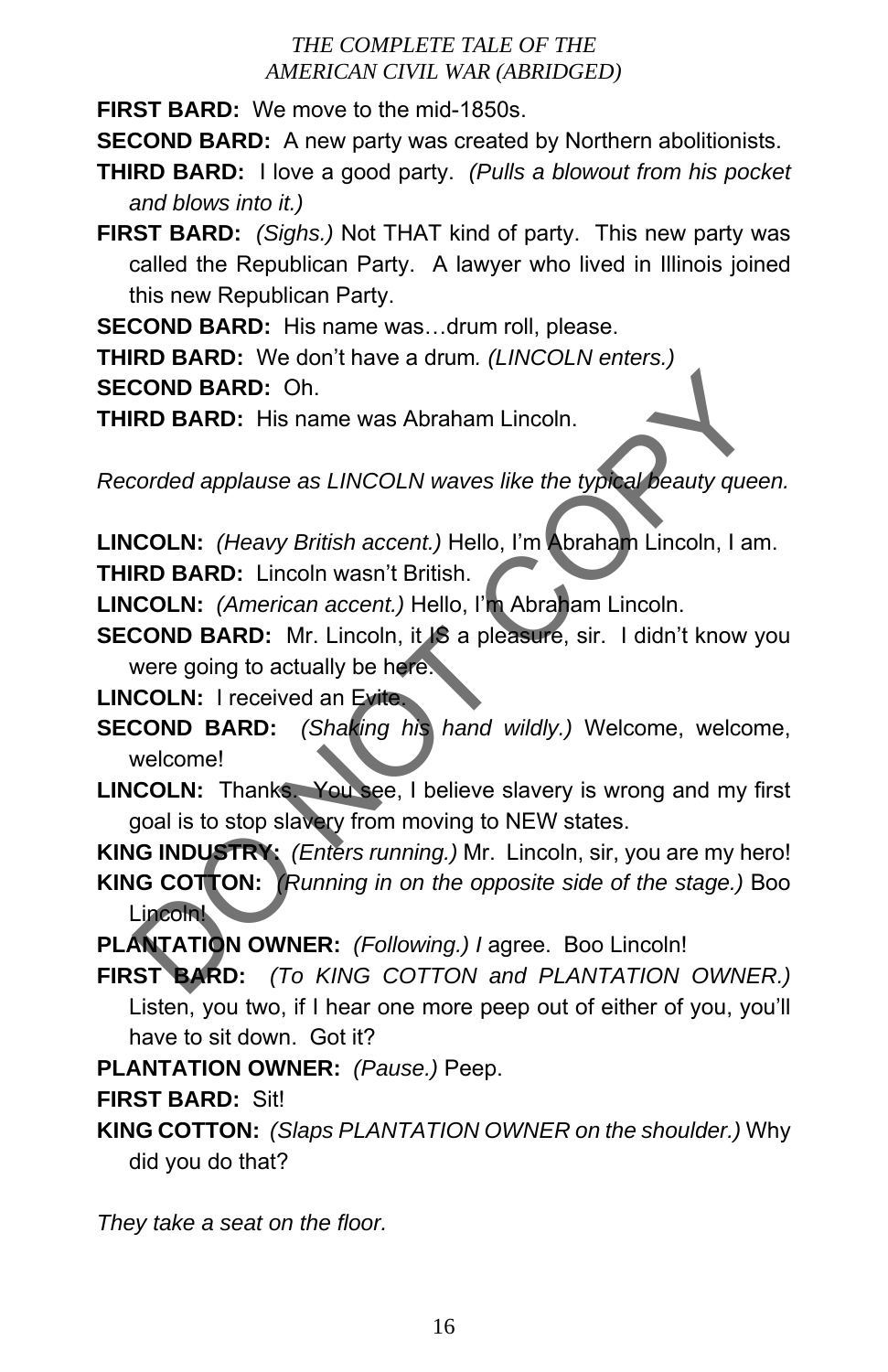**FIRST BARD:** We move to the mid-1850s.

**SECOND BARD:** A new party was created by Northern abolitionists.

**THIRD BARD:** I love a good party. *(Pulls a blowout from his pocket and blows into it.)*

**FIRST BARD:** *(Sighs.)* Not THAT kind of party. This new party was called the Republican Party. A lawyer who lived in Illinois joined this new Republican Party.

**SECOND BARD:** His name was…drum roll, please.

**THIRD BARD:** We don't have a drum. *(LINCOLN enters.)*

**SECOND BARD:** Oh.

**THIRD BARD:** His name was Abraham Lincoln.

*Recorded applause as LINCOLN waves like the typical beauty queen.*

**LINCOLN:** *(Heavy British accent.)* Hello, I'm Abraham Lincoln, I am.

**THIRD BARD:** Lincoln wasn't British.

**LINCOLN:** *(American accent.)* Hello, I'm Abraham Lincoln.

**SECOND BARD:** Mr. Lincoln, it IS a pleasure, sir. I didn't know you were going to actually be here.

**LINCOLN:** I received an Evite.

**SECOND BARD:** *(Shaking his hand wildly.)* Welcome, welcome, welcome!

**LINCOLN:** Thanks. You see, I believe slavery is wrong and my first goal is to stop slavery from moving to NEW states.

**KING INDUSTRY:** *(Enters running.)* Mr. Lincoln, sir, you are my hero!

**KING COTTON:** *(Running in on the opposite side of the stage.)* Boo Lincoln!

**PLANTATION OWNER:** *(Following.) I* agree. Boo Lincoln!

**FIRST BARD:** *(To KING COTTON and PLANTATION OWNER.)* Listen, you two, if I hear one more peep out of either of you, you'll have to sit down. Got it?

**PLANTATION OWNER:** *(Pause.)* Peep.

**FIRST BARD:** Sit!

**KING COTTON:** *(Slaps PLANTATION OWNER on the shoulder.)* Why did you do that?

*They take a seat on the floor.*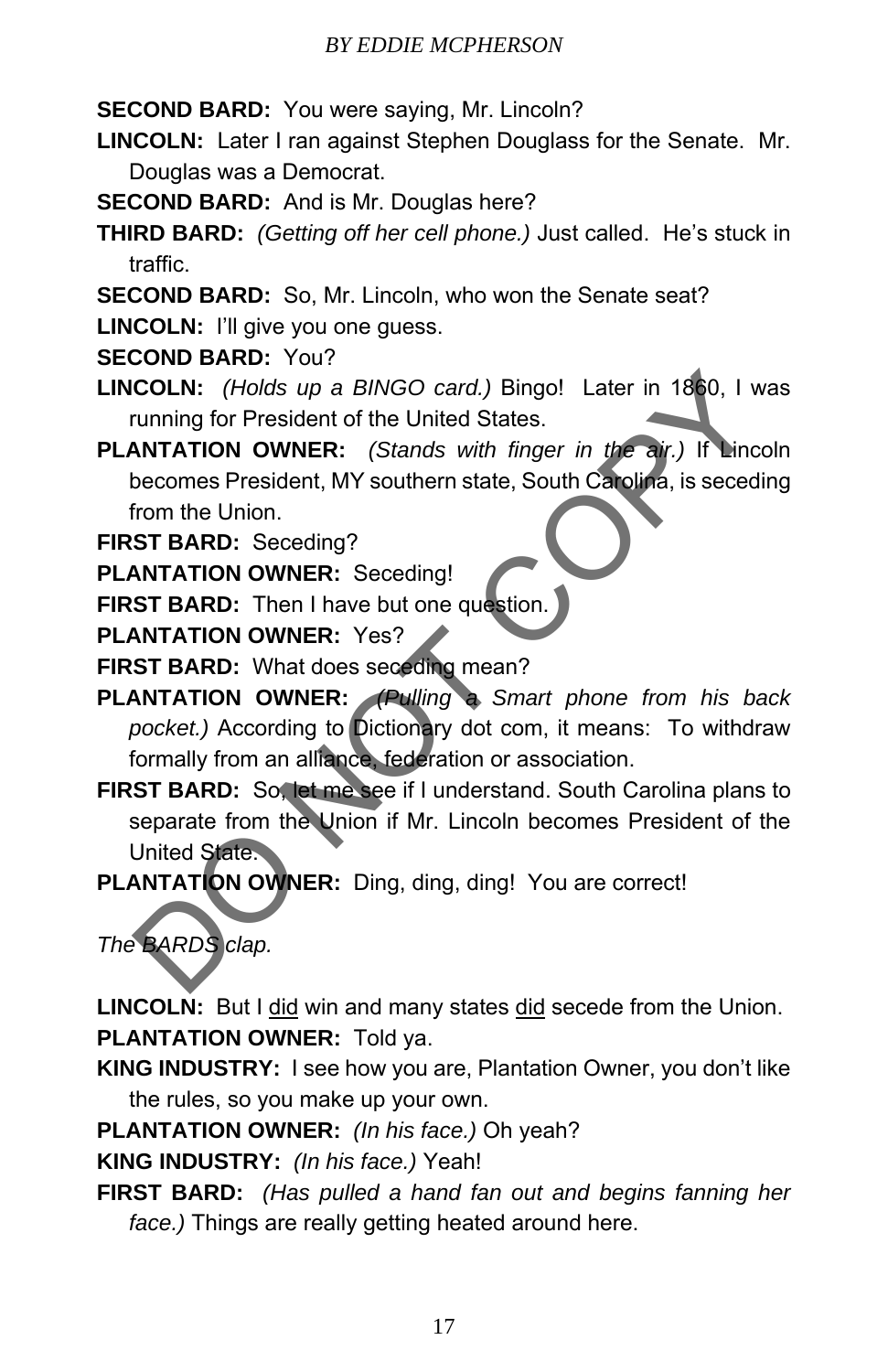**SECOND BARD:** You were saying, Mr. Lincoln?

**LINCOLN:** Later I ran against Stephen Douglass for the Senate. Mr. Douglas was a Democrat.

**SECOND BARD:** And is Mr. Douglas here?

**THIRD BARD:** *(Getting off her cell phone.)* Just called. He's stuck in traffic.

**SECOND BARD:** So, Mr. Lincoln, who won the Senate seat?

**LINCOLN:** I'll give you one guess.

**SECOND BARD:** You?

**LINCOLN:** *(Holds up a BINGO card.)* Bingo! Later in 1860, I was running for President of the United States.

**PLANTATION OWNER:** *(Stands with finger in the air.)* If Lincoln becomes President, MY southern state, South Carolina, is seceding from the Union.

**FIRST BARD:** Seceding?

**PLANTATION OWNER:** Seceding!

**FIRST BARD:** Then I have but one question.

**PLANTATION OWNER:** Yes?

**FIRST BARD:** What does seceding mean?

**PLANTATION OWNER:** *(Pulling a Smart phone from his back pocket.)* According to Dictionary dot com, it means: To withdraw formally from an alliance, federation or association.

**FIRST BARD:** So, let me see if I understand. South Carolina plans to separate from the Union if Mr. Lincoln becomes President of the United State.

**PLANTATION OWNER:** Ding, ding, ding! You are correct!

*The BARDS clap.*

**LINCOLN:** But I <u>did</u> win and many states <u>did</u> secede from the Union.

**PLANTATION OWNER:** Told ya.

**KING INDUSTRY:** I see how you are, Plantation Owner, you don't like the rules, so you make up your own.

**PLANTATION OWNER:** *(In his face.)* Oh yeah?

**KING INDUSTRY:** *(In his face.)* Yeah!

**FIRST BARD:** *(Has pulled a hand fan out and begins fanning her face.)* Things are really getting heated around here.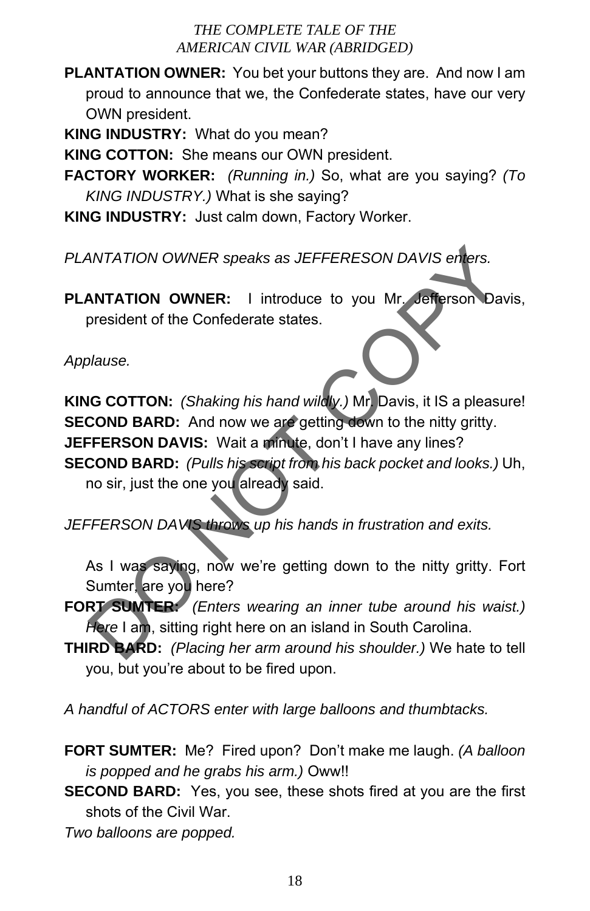**PLANTATION OWNER:** You bet your buttons they are. And now I am proud to announce that we, the Confederate states, have our very OWN president.

**KING INDUSTRY:** What do you mean?

**KING COTTON:** She means our OWN president.

**FACTORY WORKER:** *(Running in.)* So, what are you saying? *(To KING INDUSTRY.)* What is she saying?

**KING INDUSTRY:** Just calm down, Factory Worker.

*PLANTATION OWNER speaks as JEFFERESON DAVIS enters.*

**PLANTATION OWNER:** I introduce to you Mr. Jefferson Davis, president of the Confederate states.

*Applause.*

**KING COTTON:** *(Shaking his hand wildly.)* Mr. Davis, it IS a pleasure!

**SECOND BARD:** And now we are getting down to the nitty gritty.

**JEFFERSON DAVIS:** Wait a minute, don't I have any lines?

**SECOND BARD:** *(Pulls his script from his back pocket and looks.)* Uh, no sir, just the one you already said.

*JEFFERSON DAVIS throws up his hands in frustration and exits.*

As I was saying, now we're getting down to the nitty gritty. Fort Sumter, are you here?

**FORT SUMTER:** *(Enters wearing an inner tube around his waist.)* Here I am, sitting right here on an island in South Carolina.

**THIRD BARD:** *(Placing her arm around his shoulder.)* We hate to tell you, but you're about to be fired upon.

*A handful of ACTORS enter with large balloons and thumbtacks.*

**FORT SUMTER:** Me? Fired upon? Don't make me laugh. *(A balloon is popped and he grabs his arm.)* Oww!!

**SECOND BARD:** Yes, you see, these shots fired at you are the first shots of the Civil War.

*Two balloons are popped.*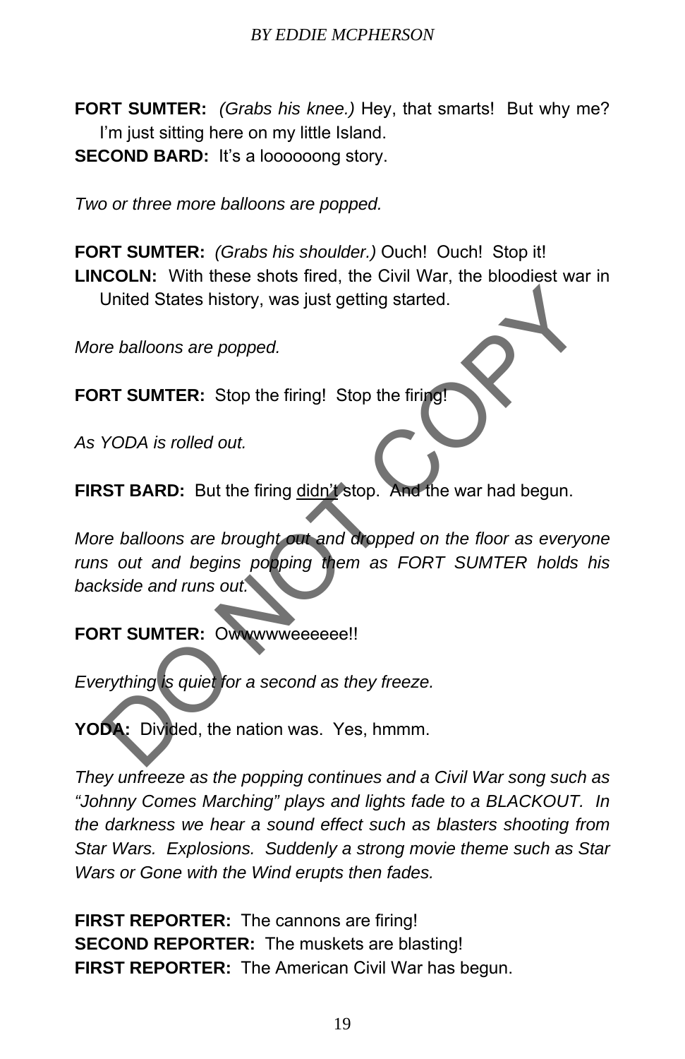**FORT SUMTER:** *(Grabs his knee.)* Hey, that smarts! But why me? I'm just sitting here on my little Island.

**SECOND BARD:** It's a loooooong story.

*Two or three more balloons are popped.*

**FORT SUMTER:** *(Grabs his shoulder.)* Ouch! Ouch! Stop it!

**LINCOLN:** With these shots fired, the Civil War, the bloodiest war in United States history, was just getting started.

*More balloons are popped.*

**FORT SUMTER:** Stop the firing! Stop the firing!

*As YODA is rolled out.*

**FIRST BARD:** But the firing <u>didn't</u> stop. And the war had begun.

*More balloons are brought out and dropped on the floor as everyone runs out and begins popping them as FORT SUMTER holds his backside and runs out.*

**FORT SUMTER:** Owwwwweeeeee!!

*Everything is quiet for a second as they freeze.*

**YODA:** Divided, the nation was. Yes, hmmm.

*They unfreeze as the popping continues and a Civil War song such as "Johnny Comes Marching" plays and lights fade to a BLACKOUT. In the darkness we hear a sound effect such as blasters shooting from Star Wars. Explosions. Suddenly a strong movie theme such as Star Wars or Gone with the Wind erupts then fades.*

**FIRST REPORTER:** The cannons are firing!

**SECOND REPORTER:** The muskets are blasting!

**FIRST REPORTER:** The American Civil War has begun.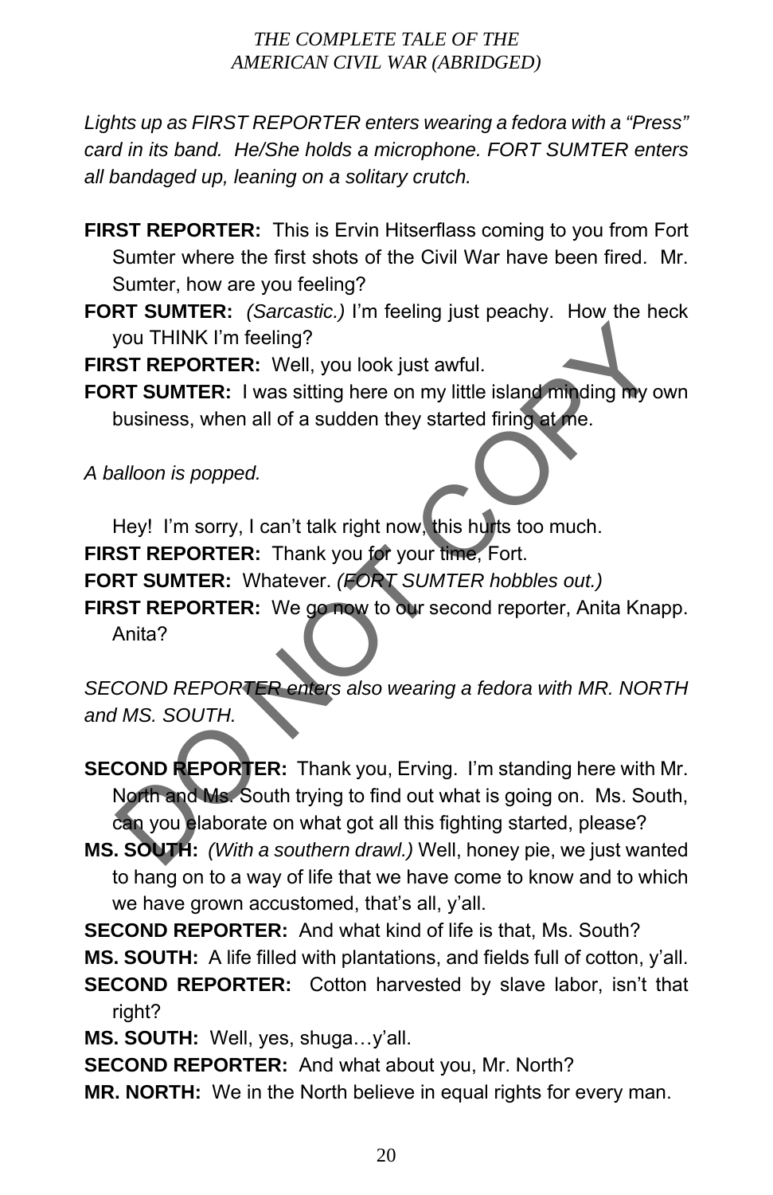*Lights up as FIRST REPORTER enters wearing a fedora with a "Press" card in its band. He/She holds a microphone. FORT SUMTER enters all bandaged up, leaning on a solitary crutch.*

**FIRST REPORTER:** This is Ervin Hitserflass coming to you from Fort Sumter where the first shots of the Civil War have been fired. Mr. Sumter, how are you feeling?

**FORT SUMTER:** *(Sarcastic.)* I'm feeling just peachy. How the heck you THINK I'm feeling?

**FIRST REPORTER:** Well, you look just awful.

**FORT SUMTER:** I was sitting here on my little island minding my own business, when all of a sudden they started firing at me.

*A balloon is popped.*

Hey! I'm sorry, I can't talk right now, this hurts too much.

**FIRST REPORTER:** Thank you for your time, Fort.

**FORT SUMTER:** Whatever. *(FORT SUMTER hobbles out.)*

**FIRST REPORTER:** We go now to our second reporter, Anita Knapp. Anita?

*SECOND REPORTER enters also wearing a fedora with MR. NORTH and MS. SOUTH.*

**SECOND REPORTER:** Thank you, Erving. I'm standing here with Mr. North and Ms. South trying to find out what is going on. Ms. South, can you elaborate on what got all this fighting started, please?

**MS. SOUTH:** *(With a southern drawl.)* Well, honey pie, we just wanted to hang on to a way of life that we have come to know and to which we have grown accustomed, that's all, y'all.

**SECOND REPORTER:** And what kind of life is that, Ms. South?

**MS. SOUTH:** A life filled with plantations, and fields full of cotton, y'all.

**SECOND REPORTER:** Cotton harvested by slave labor, isn't that right?

**MS. SOUTH:** Well, yes, shuga…y'all.

**SECOND REPORTER:** And what about you, Mr. North?

**MR. NORTH:** We in the North believe in equal rights for every man.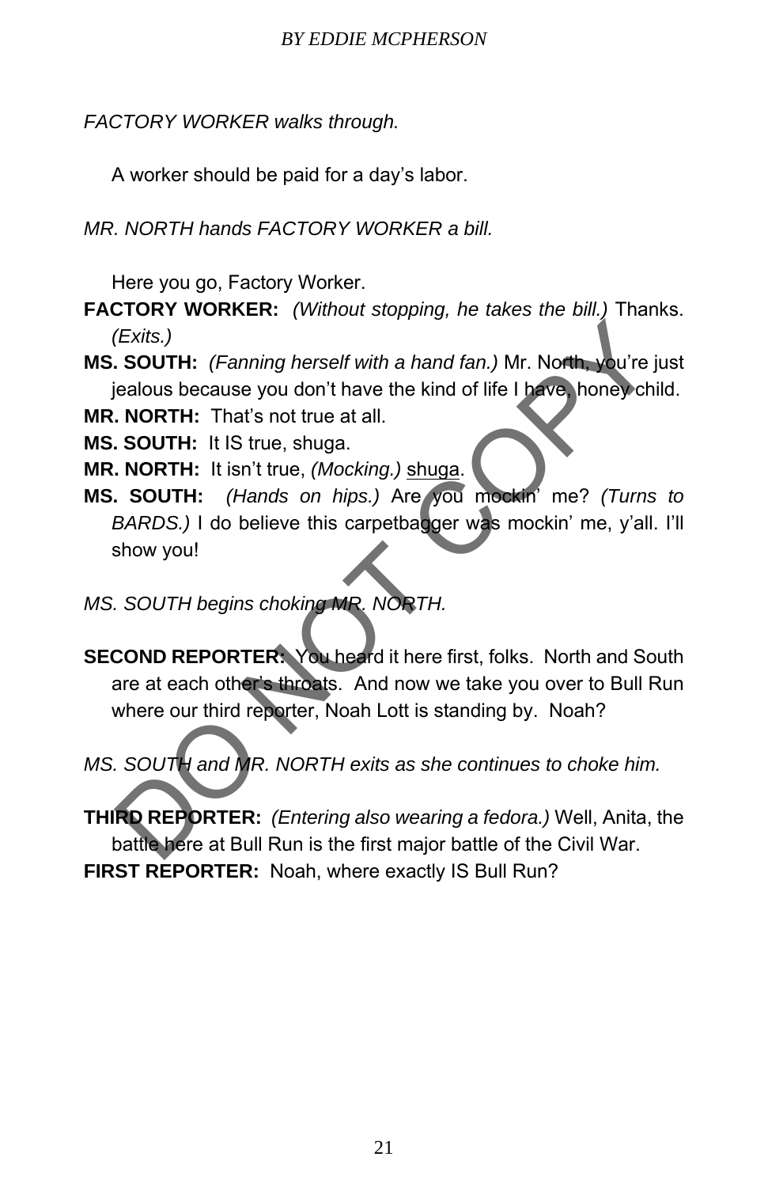*FACTORY WORKER walks through.*

A worker should be paid for a day's labor.

*MR. NORTH hands FACTORY WORKER a bill.*

Here you go, Factory Worker.

**FACTORY WORKER:** *(Without stopping, he takes the bill.)* Thanks. *(Exits.)*

**MS. SOUTH:** *(Fanning herself with a hand fan.)* Mr. North, you're just jealous because you don't have the kind of life I have, honey child.

**MR. NORTH:** That's not true at all.

**MS. SOUTH:** It IS true, shuga.

**MR. NORTH:** It isn't true, *(Mocking.)* <u>shuga</u>.

**MS. SOUTH:** *(Hands on hips.)* Are you mockin' me? *(Turns to BARDS.)* I do believe this carpetbagger was mockin' me, y'all. I'll show you!

*MS. SOUTH begins choking MR. NORTH.*

**SECOND REPORTER:** You heard it here first, folks. North and South are at each other's throats. And now we take you over to Bull Run where our third reporter, Noah Lott is standing by. Noah?

*MS. SOUTH and MR. NORTH exits as she continues to choke him.*

**THIRD REPORTER:** *(Entering also wearing a fedora.)* Well, Anita, the battle here at Bull Run is the first major battle of the Civil War.

**FIRST REPORTER:** Noah, where exactly IS Bull Run?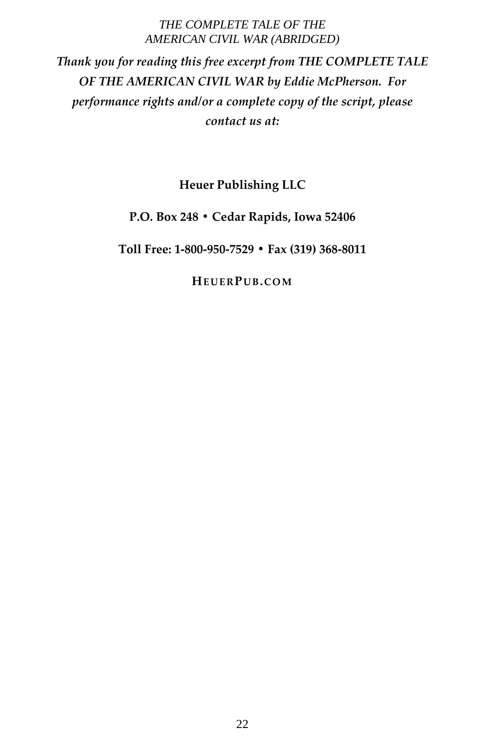*Thank you for reading this free excerpt from THE COMPLETE TALE OF THE AMERICAN CIVIL WAR by Eddie McPherson. For performance rights and/or a complete copy of the script, please contact us at:*

**Heuer Publishing LLC**

**P.O. Box 248 • Cedar Rapids, Iowa 52406**

**Toll Free: 1-800-950-7529 • Fax (319) 368-8011**

**HEUERPUB.COM**